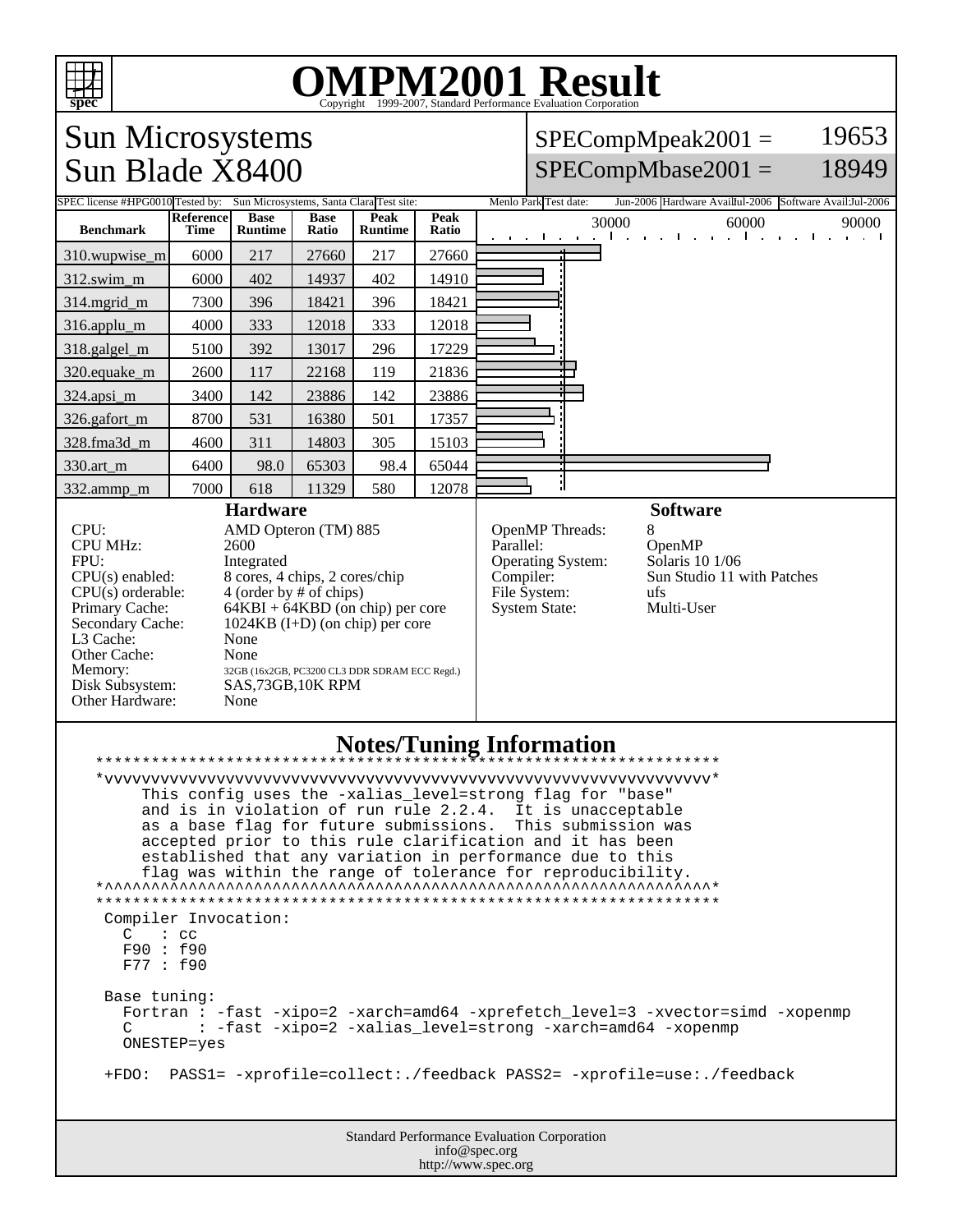# OMPM2001 Result

Copyright 1999-2007, Standard Performance Evaluation Corporation

## Sun Microsystems
## Sun Blade X8400

SPECompMpeak2001 = 19653

SPECompMbase2001 = 18949

SPEC license #: HPG0010 | Tested by: Sun Microsystems, Santa Clara | Test site: Menlo Park | Test date: Jun-2006 | Hardware Avail: Jul-2006 | Software Avail: Jul-2006

| Benchmark | Reference Time | Base Runtime | Base Ratio | Peak Runtime | Peak Ratio |
|---|---|---|---|---|---|
| 310.wupwise_m | 6000 | 217 | 27660 | 217 | 27660 |
| 312.swim_m | 6000 | 402 | 14937 | 402 | 14910 |
| 314.mgrid_m | 7300 | 396 | 18421 | 396 | 18421 |
| 316.applu_m | 4000 | 333 | 12018 | 333 | 12018 |
| 318.galgel_m | 5100 | 392 | 13017 | 296 | 17229 |
| 320.equake_m | 2600 | 117 | 22168 | 119 | 21836 |
| 324.apsi_m | 3400 | 142 | 23886 | 142 | 23886 |
| 326.gafort_m | 8700 | 531 | 16380 | 501 | 17357 |
| 328.fma3d_m | 4600 | 311 | 14803 | 305 | 15103 |
| 330.art_m | 6400 | 98.0 | 65303 | 98.4 | 65044 |
| 332.ammp_m | 7000 | 618 | 11329 | 580 | 12078 |

### Hardware

| | |
|---|---|
| CPU: | AMD Opteron (TM) 885 |
| CPU MHz: | 2600 |
| FPU: | Integrated |
| CPU(s) enabled: | 8 cores, 4 chips, 2 cores/chip |
| CPU(s) orderable: | 4 (order by # of chips) |
| Primary Cache: | 64KBI + 64KBD (on chip) per core |
| Secondary Cache: | 1024KB (I+D) (on chip) per core |
| L3 Cache: | None |
| Other Cache: | None |
| Memory: | 32GB (16x2GB, PC3200 CL3 DDR SDRAM ECC Regd.) |
| Disk Subsystem: | SAS,73GB,10K RPM |
| Other Hardware: | None |

### Software

| | |
|---|---|
| OpenMP Threads: | 8 |
| Parallel: | OpenMP |
| Operating System: | Solaris 10 1/06 |
| Compiler: | Sun Studio 11 with Patches |
| File System: | ufs |
| System State: | Multi-User |

### Notes/Tuning Information

```
*******************************************************************
*vvvvvvvvvvvvvvvvvvvvvvvvvvvvvvvvvvvvvvvvvvvvvvvvvvvvvvvvvvvvvvvv*
     This config uses the -xalias_level=strong flag for "base"
     and is in violation of run rule 2.2.4.  It is unacceptable
     as a base flag for future submissions.  This submission was
     accepted prior to this rule clarification and it has been
     established that any variation in performance due to this
     flag was within the range of tolerance for reproducibility.
*^^^^^^^^^^^^^^^^^^^^^^^^^^^^^^^^^^^^^^^^^^^^^^^^^^^^^^^^^^^^^^^^*
*******************************************************************
 Compiler Invocation:
   C   : cc
   F90 : f90
   F77 : f90

 Base tuning:
   Fortran : -fast -xipo=2 -xarch=amd64 -xprefetch_level=3 -xvector=simd -xopenmp
   C       : -fast -xipo=2 -xalias_level=strong -xarch=amd64 -xopenmp
   ONESTEP=yes

 +FDO:  PASS1= -xprofile=collect:./feedback PASS2= -xprofile=use:./feedback
```

Standard Performance Evaluation Corporation
info@spec.org
http://www.spec.org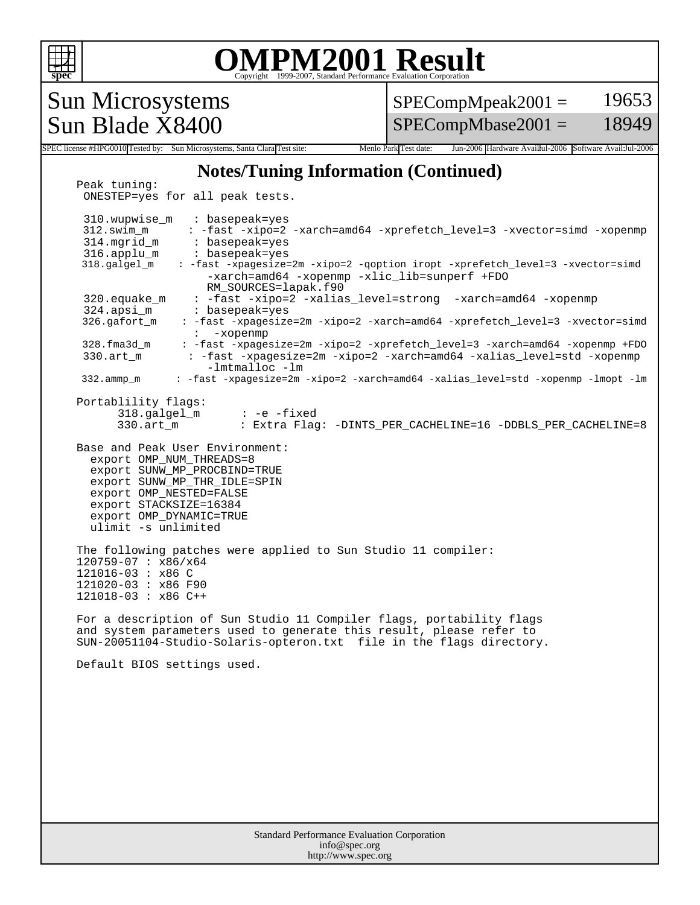# OMPM2001 Result

Copyright 1999-2007, Standard Performance Evaluation Corporation

## Sun Microsystems
## Sun Blade X8400

SPECompMpeak2001 = 19653

SPECompMbase2001 = 18949

SPEC license #: HPG0010 | Tested by: Sun Microsystems, Santa Clara | Test site: Menlo Park | Test date: Jun-2006 | Hardware Avail: Jul-2006 | Software Avail: Jul-2006

### Notes/Tuning Information (Continued)

```
Peak tuning:
 ONESTEP=yes for all peak tests.

 310.wupwise_m   : basepeak=yes
 312.swim_m      : -fast -xipo=2 -xarch=amd64 -xprefetch_level=3 -xvector=simd -xopenmp
 314.mgrid_m     : basepeak=yes
 316.applu_m     : basepeak=yes
 318.galgel_m    : -fast -xpagesize=2m -xipo=2 -qoption iropt -xprefetch_level=3 -xvector=simd
                   -xarch=amd64 -xopenmp -xlic_lib=sunperf +FDO
                   RM_SOURCES=lapak.f90
 320.equake_m    : -fast -xipo=2 -xalias_level=strong  -xarch=amd64 -xopenmp
 324.apsi_m      : basepeak=yes
 326.gafort_m    : -fast -xpagesize=2m -xipo=2 -xarch=amd64 -xprefetch_level=3 -xvector=simd
                 :  -xopenmp
 328.fma3d_m     : -fast -xpagesize=2m -xipo=2 -xprefetch_level=3 -xarch=amd64 -xopenmp +FDO
 330.art_m       : -fast -xpagesize=2m -xipo=2 -xarch=amd64 -xalias_level=std -xopenmp
                   -lmtmalloc -lm
 332.ammp_m      : -fast -xpagesize=2m -xipo=2 -xarch=amd64 -xalias_level=std -xopenmp -lmopt -lm

Portablility flags:
      318.galgel_m      : -e -fixed
      330.art_m         : Extra Flag: -DINTS_PER_CACHELINE=16 -DDBLS_PER_CACHELINE=8

Base and Peak User Environment:
  export OMP_NUM_THREADS=8
  export SUNW_MP_PROCBIND=TRUE
  export SUNW_MP_THR_IDLE=SPIN
  export OMP_NESTED=FALSE
  export STACKSIZE=16384
  export OMP_DYNAMIC=TRUE
  ulimit -s unlimited

The following patches were applied to Sun Studio 11 compiler:
120759-07 : x86/x64
121016-03 : x86 C
121020-03 : x86 F90
121018-03 : x86 C++

For a description of Sun Studio 11 Compiler flags, portability flags
and system parameters used to generate this result, please refer to
SUN-20051104-Studio-Solaris-opteron.txt  file in the flags directory.

Default BIOS settings used.
```